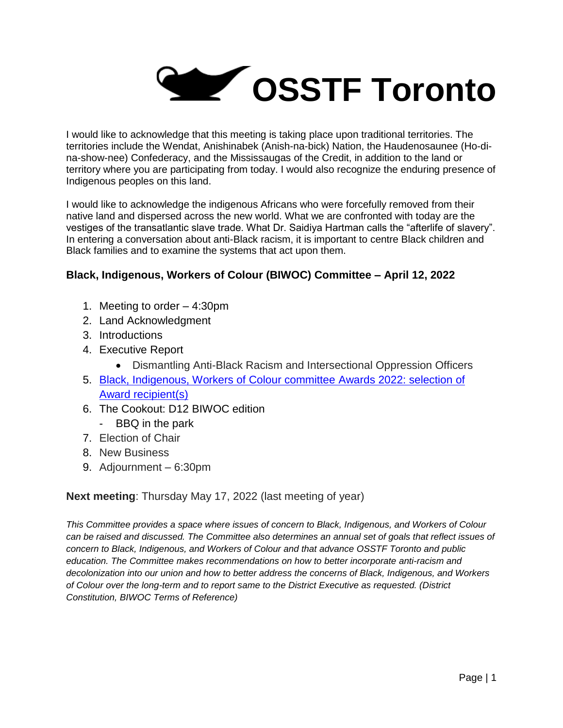# OSSTF Toronto

I would like to acknowledge that this meeting is taking place upon traditional territories. The territories include the Wendat, Anishinabek (Anish-na-bick) Nation, the Haudenosaunee (Ho-di-na-show-nee) Confederacy, and the Mississaugas of the Credit, in addition to the land or territory where you are participating from today. I would also recognize the enduring presence of Indigenous peoples on this land.

I would like to acknowledge the indigenous Africans who were forcefully removed from their native land and dispersed across the new world. What we are confronted with today are the vestiges of the transatlantic slave trade. What Dr. Saidiya Hartman calls the "afterlife of slavery". In entering a conversation about anti-Black racism, it is important to centre Black children and Black families and to examine the systems that act upon them.

### Black, Indigenous, Workers of Colour (BIWOC) Committee – April 12, 2022

1. Meeting to order – 4:30pm
2. Land Acknowledgment
3. Introductions
4. Executive Report
   - Dismantling Anti-Black Racism and Intersectional Oppression Officers
5. Black, Indigenous, Workers of Colour committee Awards 2022: selection of Award recipient(s)
6. The Cookout: D12 BIWOC edition
   - BBQ in the park
7. Election of Chair
8. New Business
9. Adjournment – 6:30pm

**Next meeting**: Thursday May 17, 2022 (last meeting of year)

*This Committee provides a space where issues of concern to Black, Indigenous, and Workers of Colour can be raised and discussed. The Committee also determines an annual set of goals that reflect issues of concern to Black, Indigenous, and Workers of Colour and that advance OSSTF Toronto and public education. The Committee makes recommendations on how to better incorporate anti-racism and decolonization into our union and how to better address the concerns of Black, Indigenous, and Workers of Colour over the long-term and to report same to the District Executive as requested. (District Constitution, BIWOC Terms of Reference)*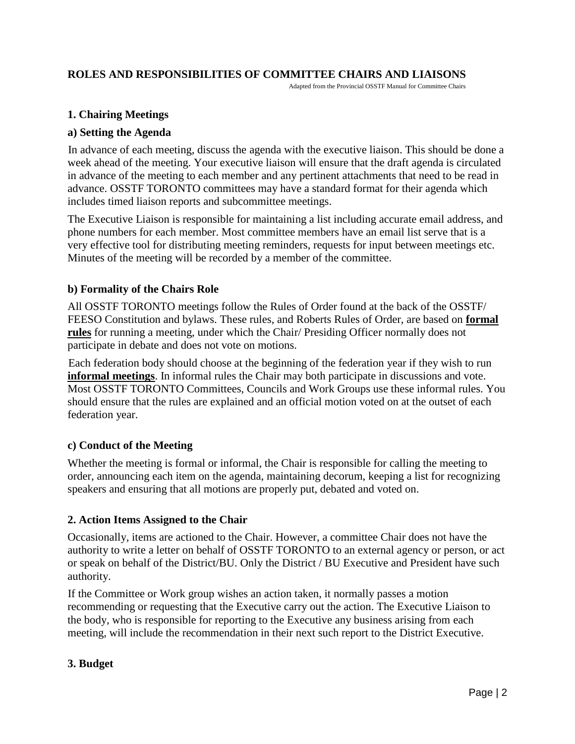## ROLES AND RESPONSIBILITIES OF COMMITTEE CHAIRS AND LIAISONS

Adapted from the Provincial OSSTF Manual for Committee Chairs

### 1. Chairing Meetings

#### a) Setting the Agenda

In advance of each meeting, discuss the agenda with the executive liaison. This should be done a week ahead of the meeting. Your executive liaison will ensure that the draft agenda is circulated in advance of the meeting to each member and any pertinent attachments that need to be read in advance. OSSTF TORONTO committees may have a standard format for their agenda which includes timed liaison reports and subcommittee meetings.

The Executive Liaison is responsible for maintaining a list including accurate email address, and phone numbers for each member. Most committee members have an email list serve that is a very effective tool for distributing meeting reminders, requests for input between meetings etc. Minutes of the meeting will be recorded by a member of the committee.

#### b) Formality of the Chairs Role

All OSSTF TORONTO meetings follow the Rules of Order found at the back of the OSSTF/ FEESO Constitution and bylaws. These rules, and Roberts Rules of Order, are based on **formal rules** for running a meeting, under which the Chair/ Presiding Officer normally does not participate in debate and does not vote on motions.

Each federation body should choose at the beginning of the federation year if they wish to run **informal meetings**. In informal rules the Chair may both participate in discussions and vote. Most OSSTF TORONTO Committees, Councils and Work Groups use these informal rules. You should ensure that the rules are explained and an official motion voted on at the outset of each federation year.

#### c) Conduct of the Meeting

Whether the meeting is formal or informal, the Chair is responsible for calling the meeting to order, announcing each item on the agenda, maintaining decorum, keeping a list for recognizing speakers and ensuring that all motions are properly put, debated and voted on.

### 2. Action Items Assigned to the Chair

Occasionally, items are actioned to the Chair. However, a committee Chair does not have the authority to write a letter on behalf of OSSTF TORONTO to an external agency or person, or act or speak on behalf of the District/BU. Only the District / BU Executive and President have such authority.

If the Committee or Work group wishes an action taken, it normally passes a motion recommending or requesting that the Executive carry out the action. The Executive Liaison to the body, who is responsible for reporting to the Executive any business arising from each meeting, will include the recommendation in their next such report to the District Executive.

### 3. Budget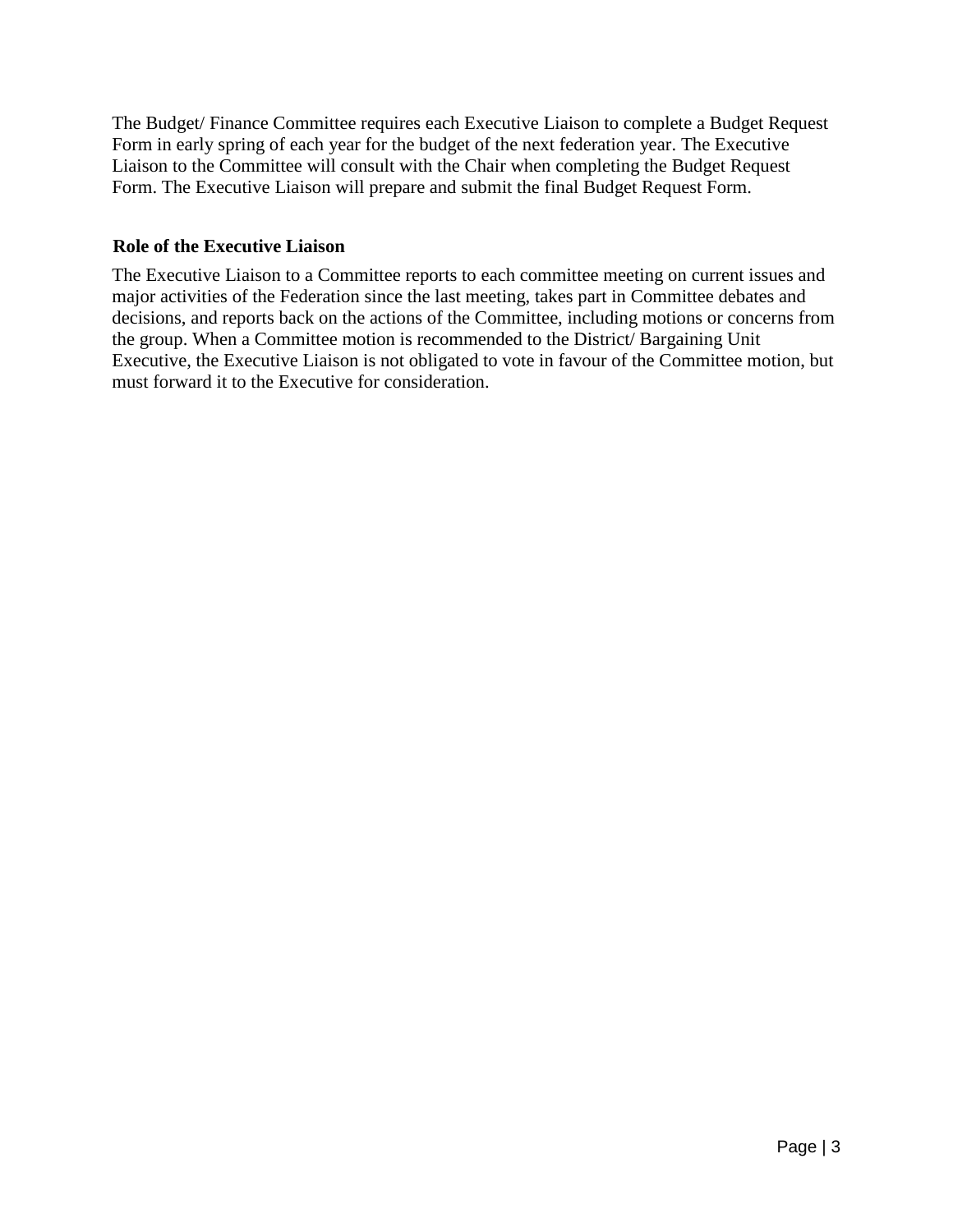The Budget/ Finance Committee requires each Executive Liaison to complete a Budget Request Form in early spring of each year for the budget of the next federation year. The Executive Liaison to the Committee will consult with the Chair when completing the Budget Request Form. The Executive Liaison will prepare and submit the final Budget Request Form.

**Role of the Executive Liaison**

The Executive Liaison to a Committee reports to each committee meeting on current issues and major activities of the Federation since the last meeting, takes part in Committee debates and decisions, and reports back on the actions of the Committee, including motions or concerns from the group. When a Committee motion is recommended to the District/ Bargaining Unit Executive, the Executive Liaison is not obligated to vote in favour of the Committee motion, but must forward it to the Executive for consideration.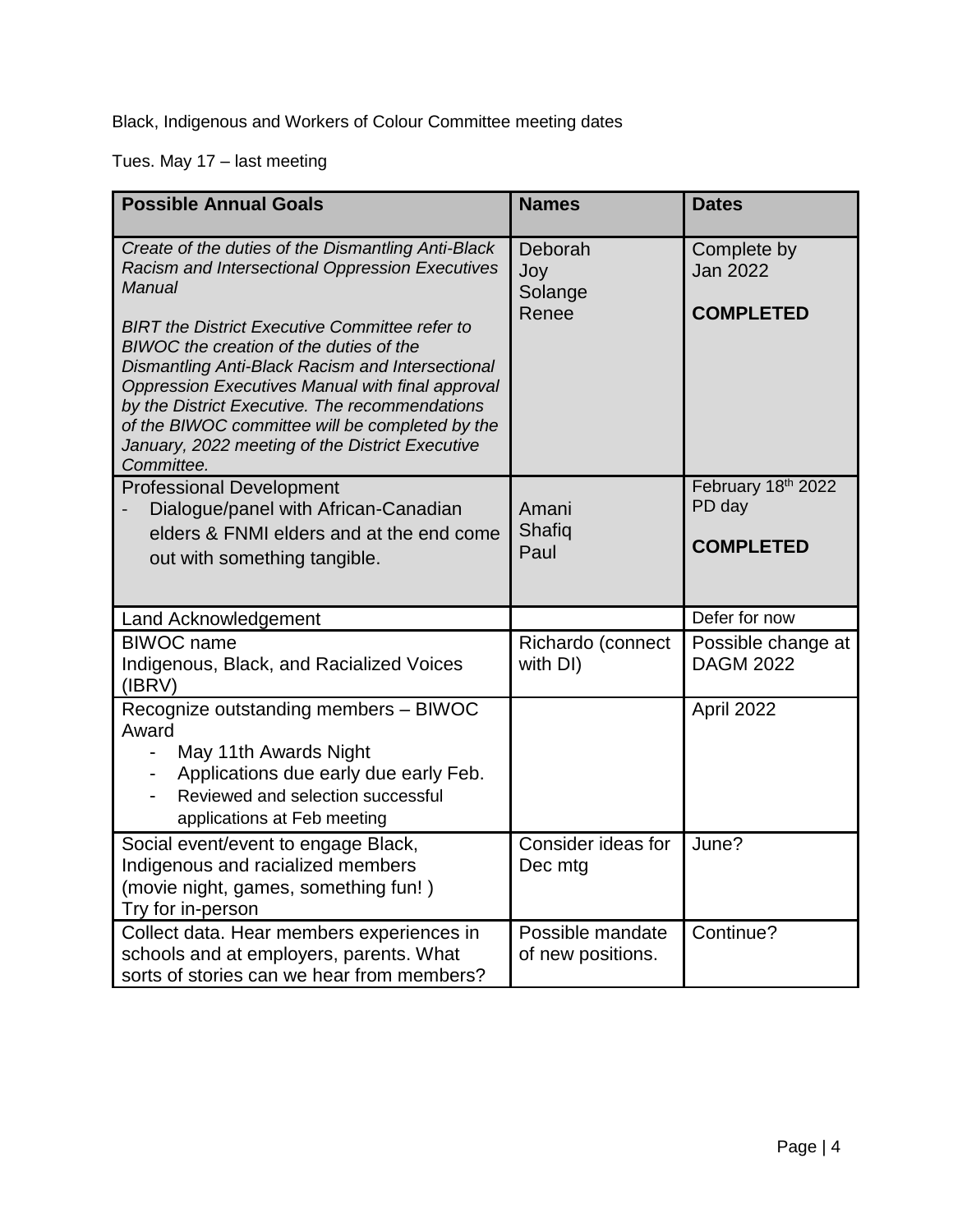Black, Indigenous and Workers of Colour Committee meeting dates

Tues. May 17 – last meeting

| **Possible Annual Goals** | **Names** | **Dates** |
|---|---|---|
| *Create of the duties of the Dismantling Anti-Black Racism and Intersectional Oppression Executives Manual*<br><br>*BIRT the District Executive Committee refer to BIWOC the creation of the duties of the Dismantling Anti-Black Racism and Intersectional Oppression Executives Manual with final approval by the District Executive. The recommendations of the BIWOC committee will be completed by the January, 2022 meeting of the District Executive Committee.* | Deborah<br>Joy<br>Solange<br>Renee | Complete by Jan 2022<br><br>**COMPLETED** |
| Professional Development<br>- Dialogue/panel with African-Canadian elders & FNMI elders and at the end come out with something tangible. | Amani<br>Shafiq<br>Paul | February 18th 2022 PD day<br><br>**COMPLETED** |
| Land Acknowledgement | | Defer for now |
| BIWOC name<br>Indigenous, Black, and Racialized Voices (IBRV) | Richardo (connect with DI) | Possible change at DAGM 2022 |
| Recognize outstanding members – BIWOC Award<br>- May 11th Awards Night<br>- Applications due early due early Feb.<br>- Reviewed and selection successful applications at Feb meeting | | April 2022 |
| Social event/event to engage Black, Indigenous and racialized members (movie night, games, something fun! )<br>Try for in-person | Consider ideas for Dec mtg | June? |
| Collect data. Hear members experiences in schools and at employers, parents. What sorts of stories can we hear from members? | Possible mandate of new positions. | Continue? |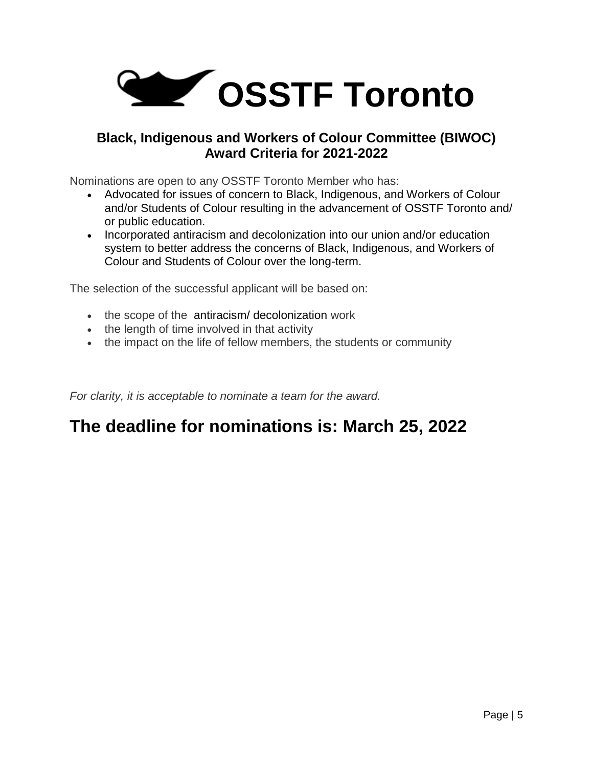# OSSTF Toronto

### Black, Indigenous and Workers of Colour Committee (BIWOC)
### Award Criteria for 2021-2022

Nominations are open to any OSSTF Toronto Member who has:

- Advocated for issues of concern to Black, Indigenous, and Workers of Colour and/or Students of Colour resulting in the advancement of OSSTF Toronto and/ or public education.
- Incorporated antiracism and decolonization into our union and/or education system to better address the concerns of Black, Indigenous, and Workers of Colour and Students of Colour over the long-term.

The selection of the successful applicant will be based on:

- the scope of the antiracism/ decolonization work
- the length of time involved in that activity
- the impact on the life of fellow members, the students or community

*For clarity, it is acceptable to nominate a team for the award.*

## The deadline for nominations is: March 25, 2022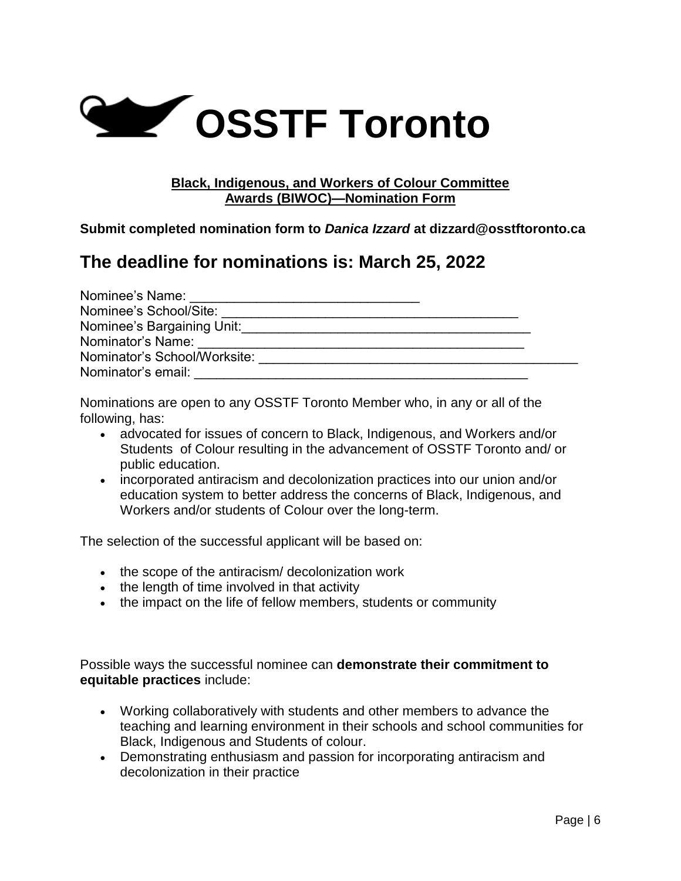# OSSTF Toronto

**Black, Indigenous, and Workers of Colour Committee Awards (BIWOC)—Nomination Form**

**Submit completed nomination form to *Danica Izzard* at dizzard@osstftoronto.ca**

## The deadline for nominations is: March 25, 2022

Nominee's Name: ________________________________
Nominee's School/Site: __________________________________________
Nominee's Bargaining Unit:__________________________________________
Nominator's Name: ____________________________________________
Nominator's School/Worksite: _____________________________________________
Nominator's email: _______________________________________________

Nominations are open to any OSSTF Toronto Member who, in any or all of the following, has:

- advocated for issues of concern to Black, Indigenous, and Workers and/or Students of Colour resulting in the advancement of OSSTF Toronto and/ or public education.
- incorporated antiracism and decolonization practices into our union and/or education system to better address the concerns of Black, Indigenous, and Workers and/or students of Colour over the long-term.

The selection of the successful applicant will be based on:

- the scope of the antiracism/ decolonization work
- the length of time involved in that activity
- the impact on the life of fellow members, students or community

Possible ways the successful nominee can **demonstrate their commitment to equitable practices** include:

- Working collaboratively with students and other members to advance the teaching and learning environment in their schools and school communities for Black, Indigenous and Students of colour.
- Demonstrating enthusiasm and passion for incorporating antiracism and decolonization in their practice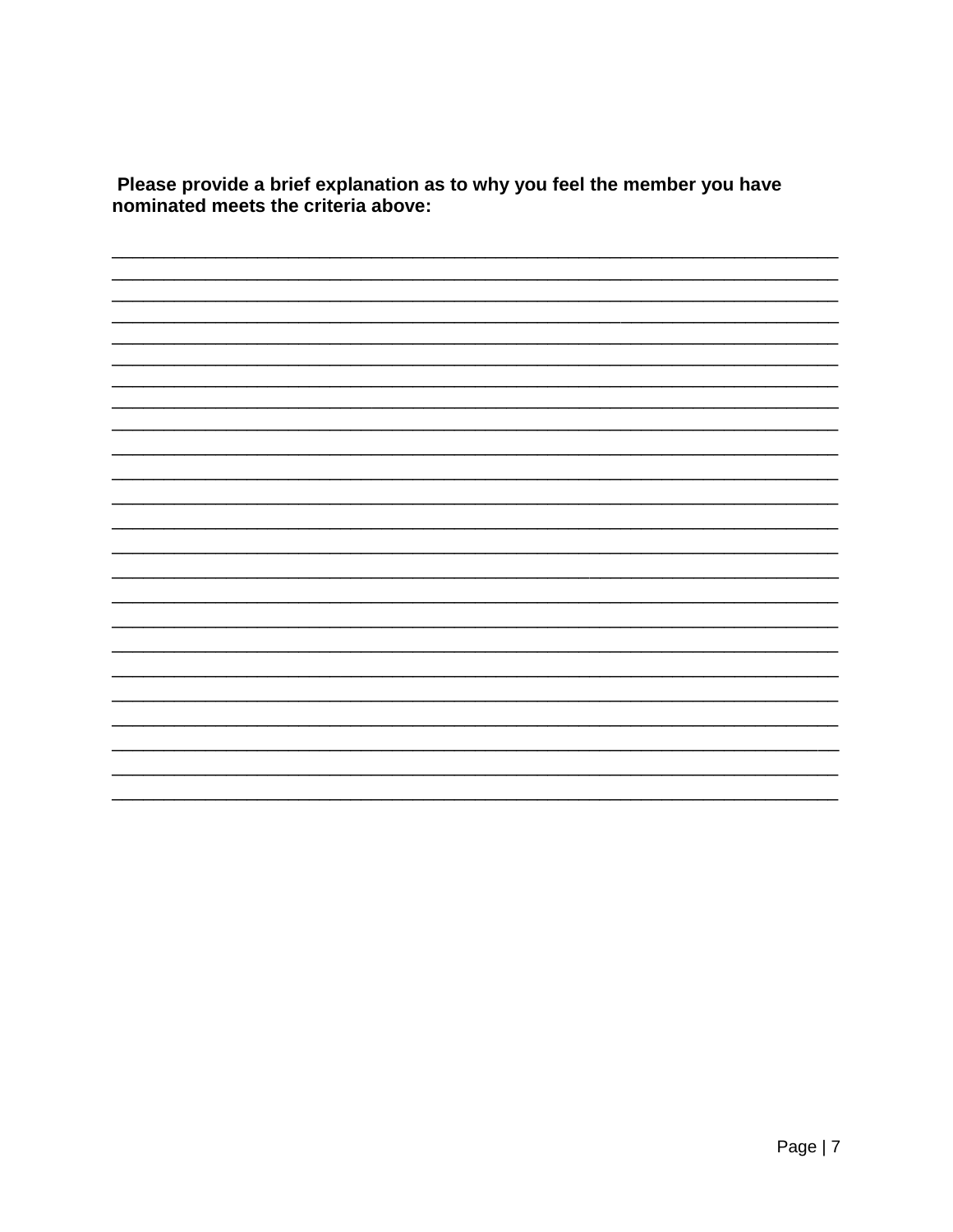**Please provide a brief explanation as to why you feel the member you have nominated meets the criteria above:**

________________________________________________________________________________
________________________________________________________________________________
________________________________________________________________________________
________________________________________________________________________________
________________________________________________________________________________
________________________________________________________________________________
________________________________________________________________________________
________________________________________________________________________________
________________________________________________________________________________
________________________________________________________________________________
________________________________________________________________________________
________________________________________________________________________________
________________________________________________________________________________
________________________________________________________________________________
________________________________________________________________________________
________________________________________________________________________________
________________________________________________________________________________
________________________________________________________________________________
________________________________________________________________________________
________________________________________________________________________________
________________________________________________________________________________
________________________________________________________________________________
________________________________________________________________________________
________________________________________________________________________________
________________________________________________________________________________